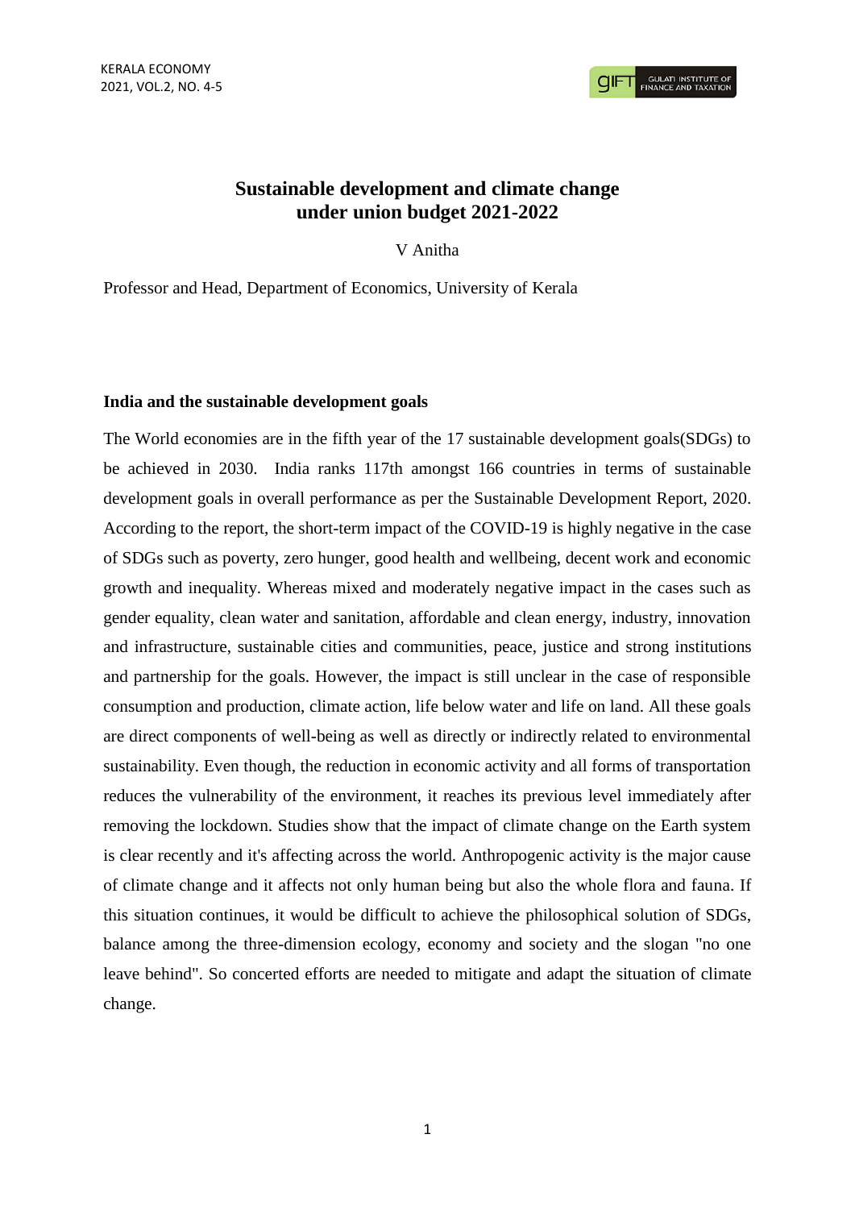# Sustainable development and climate change under union budget 2021-2022

V Anitha

Professor and Head, Department of Economics, University of Kerala

## India and the sustainable development goals

The World economies are in the fifth year of the 17 sustainable development goals(SDGs) to be achieved in 2030. India ranks 117th amongst 166 countries in terms of sustainable development goals in overall performance as per the Sustainable Development Report, 2020. According to the report, the short-term impact of the COVID-19 is highly negative in the case of SDGs such as poverty, zero hunger, good health and wellbeing, decent work and economic growth and inequality. Whereas mixed and moderately negative impact in the cases such as gender equality, clean water and sanitation, affordable and clean energy, industry, innovation and infrastructure, sustainable cities and communities, peace, justice and strong institutions and partnership for the goals. However, the impact is still unclear in the case of responsible consumption and production, climate action, life below water and life on land. All these goals are direct components of well-being as well as directly or indirectly related to environmental sustainability. Even though, the reduction in economic activity and all forms of transportation reduces the vulnerability of the environment, it reaches its previous level immediately after removing the lockdown. Studies show that the impact of climate change on the Earth system is clear recently and it's affecting across the world. Anthropogenic activity is the major cause of climate change and it affects not only human being but also the whole flora and fauna. If this situation continues, it would be difficult to achieve the philosophical solution of SDGs, balance among the three-dimension ecology, economy and society and the slogan "no one leave behind". So concerted efforts are needed to mitigate and adapt the situation of climate change.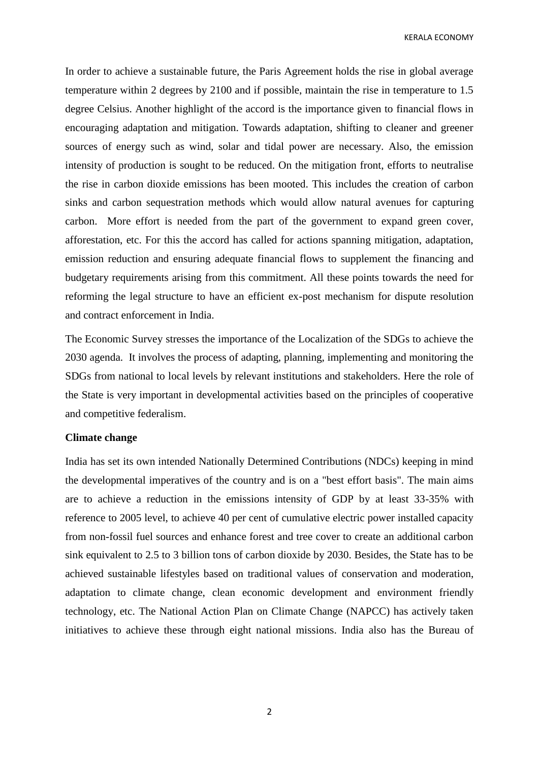In order to achieve a sustainable future, the Paris Agreement holds the rise in global average temperature within 2 degrees by 2100 and if possible, maintain the rise in temperature to 1.5 degree Celsius. Another highlight of the accord is the importance given to financial flows in encouraging adaptation and mitigation. Towards adaptation, shifting to cleaner and greener sources of energy such as wind, solar and tidal power are necessary. Also, the emission intensity of production is sought to be reduced. On the mitigation front, efforts to neutralise the rise in carbon dioxide emissions has been mooted. This includes the creation of carbon sinks and carbon sequestration methods which would allow natural avenues for capturing carbon. More effort is needed from the part of the government to expand green cover, afforestation, etc. For this the accord has called for actions spanning mitigation, adaptation, emission reduction and ensuring adequate financial flows to supplement the financing and budgetary requirements arising from this commitment. All these points towards the need for reforming the legal structure to have an efficient ex-post mechanism for dispute resolution and contract enforcement in India.

The Economic Survey stresses the importance of the Localization of the SDGs to achieve the 2030 agenda. It involves the process of adapting, planning, implementing and monitoring the SDGs from national to local levels by relevant institutions and stakeholders. Here the role of the State is very important in developmental activities based on the principles of cooperative and competitive federalism.

**Climate change**

India has set its own intended Nationally Determined Contributions (NDCs) keeping in mind the developmental imperatives of the country and is on a "best effort basis". The main aims are to achieve a reduction in the emissions intensity of GDP by at least 33-35% with reference to 2005 level, to achieve 40 per cent of cumulative electric power installed capacity from non-fossil fuel sources and enhance forest and tree cover to create an additional carbon sink equivalent to 2.5 to 3 billion tons of carbon dioxide by 2030. Besides, the State has to be achieved sustainable lifestyles based on traditional values of conservation and moderation, adaptation to climate change, clean economic development and environment friendly technology, etc. The National Action Plan on Climate Change (NAPCC) has actively taken initiatives to achieve these through eight national missions. India also has the Bureau of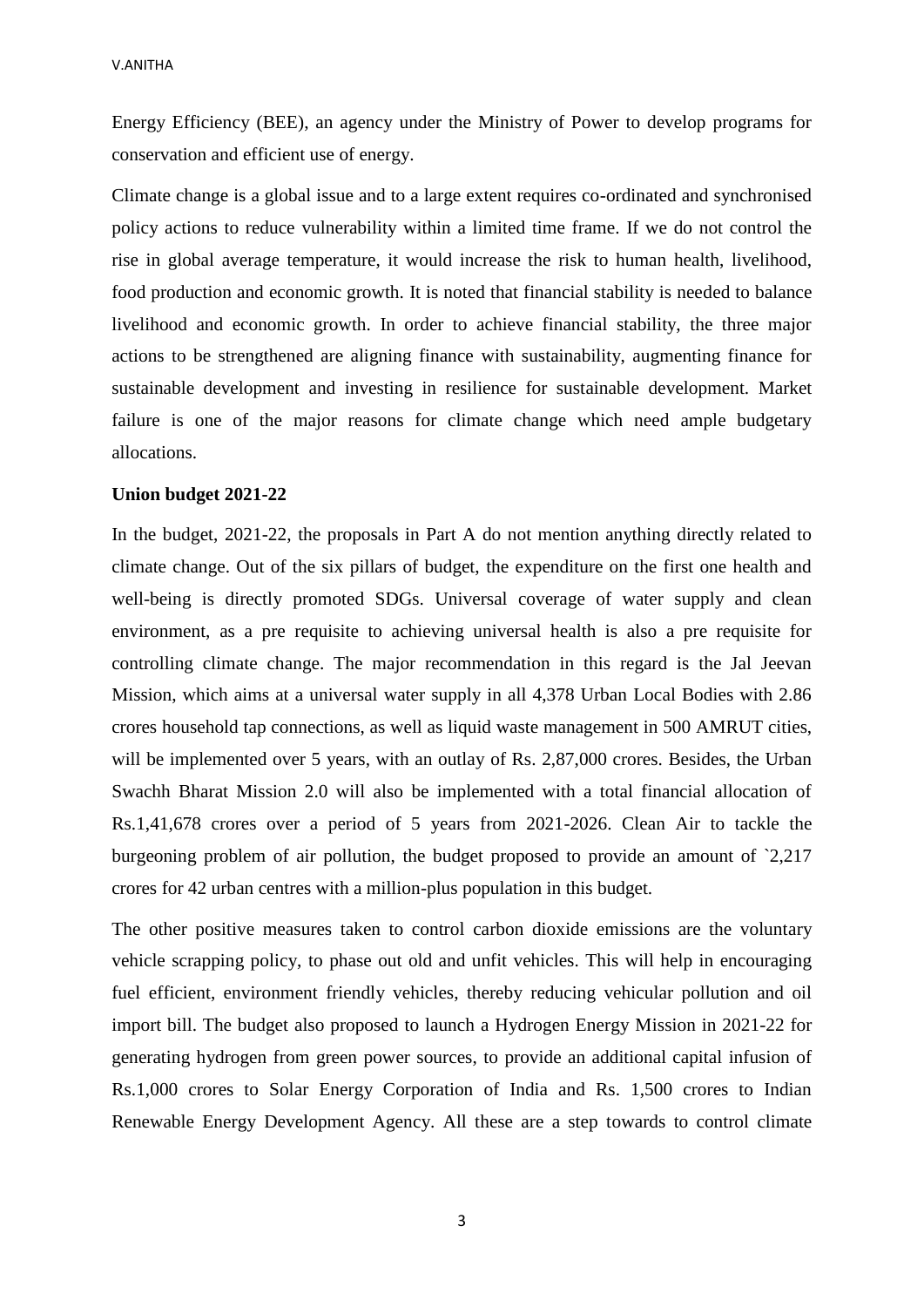Energy Efficiency (BEE), an agency under the Ministry of Power to develop programs for conservation and efficient use of energy.

Climate change is a global issue and to a large extent requires co-ordinated and synchronised policy actions to reduce vulnerability within a limited time frame. If we do not control the rise in global average temperature, it would increase the risk to human health, livelihood, food production and economic growth. It is noted that financial stability is needed to balance livelihood and economic growth. In order to achieve financial stability, the three major actions to be strengthened are aligning finance with sustainability, augmenting finance for sustainable development and investing in resilience for sustainable development. Market failure is one of the major reasons for climate change which need ample budgetary allocations.

**Union budget 2021-22**

In the budget, 2021-22, the proposals in Part A do not mention anything directly related to climate change. Out of the six pillars of budget, the expenditure on the first one health and well-being is directly promoted SDGs. Universal coverage of water supply and clean environment, as a pre requisite to achieving universal health is also a pre requisite for controlling climate change. The major recommendation in this regard is the Jal Jeevan Mission, which aims at a universal water supply in all 4,378 Urban Local Bodies with 2.86 crores household tap connections, as well as liquid waste management in 500 AMRUT cities, will be implemented over 5 years, with an outlay of Rs. 2,87,000 crores. Besides, the Urban Swachh Bharat Mission 2.0 will also be implemented with a total financial allocation of Rs.1,41,678 crores over a period of 5 years from 2021-2026. Clean Air to tackle the burgeoning problem of air pollution, the budget proposed to provide an amount of `2,217 crores for 42 urban centres with a million-plus population in this budget.

The other positive measures taken to control carbon dioxide emissions are the voluntary vehicle scrapping policy, to phase out old and unfit vehicles. This will help in encouraging fuel efficient, environment friendly vehicles, thereby reducing vehicular pollution and oil import bill. The budget also proposed to launch a Hydrogen Energy Mission in 2021-22 for generating hydrogen from green power sources, to provide an additional capital infusion of Rs.1,000 crores to Solar Energy Corporation of India and Rs. 1,500 crores to Indian Renewable Energy Development Agency. All these are a step towards to control climate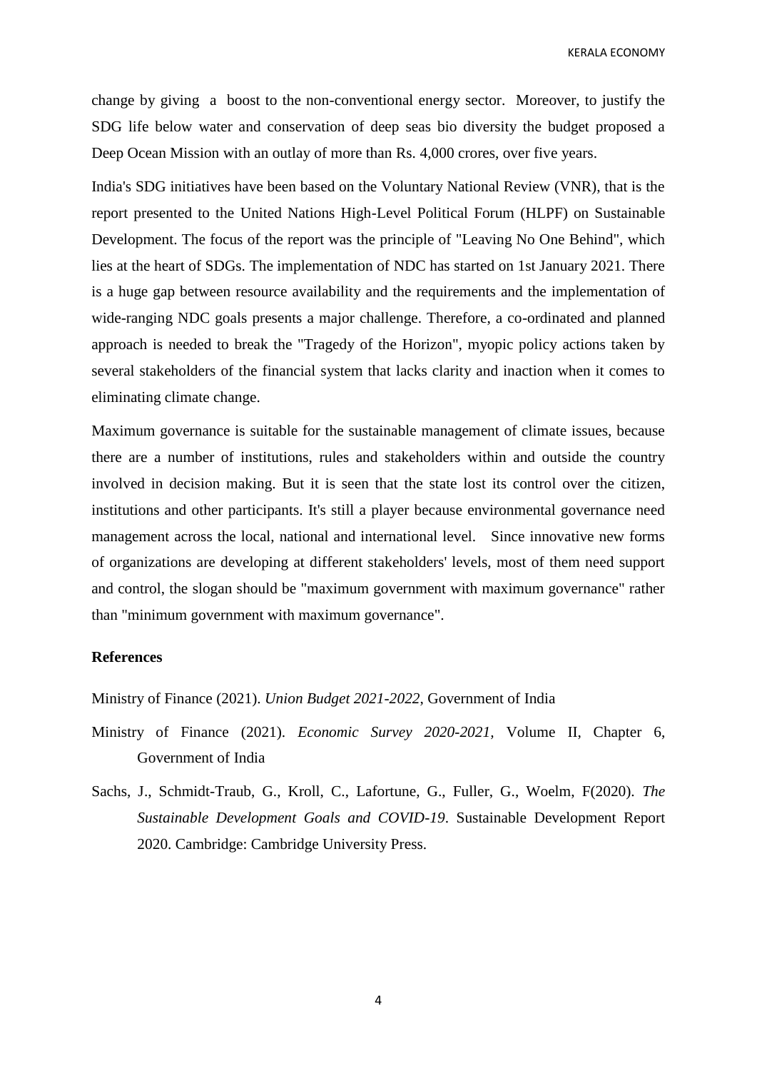change by giving a boost to the non-conventional energy sector. Moreover, to justify the SDG life below water and conservation of deep seas bio diversity the budget proposed a Deep Ocean Mission with an outlay of more than Rs. 4,000 crores, over five years.

India's SDG initiatives have been based on the Voluntary National Review (VNR), that is the report presented to the United Nations High-Level Political Forum (HLPF) on Sustainable Development. The focus of the report was the principle of "Leaving No One Behind", which lies at the heart of SDGs. The implementation of NDC has started on 1st January 2021. There is a huge gap between resource availability and the requirements and the implementation of wide-ranging NDC goals presents a major challenge. Therefore, a co-ordinated and planned approach is needed to break the "Tragedy of the Horizon", myopic policy actions taken by several stakeholders of the financial system that lacks clarity and inaction when it comes to eliminating climate change.

Maximum governance is suitable for the sustainable management of climate issues, because there are a number of institutions, rules and stakeholders within and outside the country involved in decision making. But it is seen that the state lost its control over the citizen, institutions and other participants. It's still a player because environmental governance need management across the local, national and international level. Since innovative new forms of organizations are developing at different stakeholders' levels, most of them need support and control, the slogan should be "maximum government with maximum governance" rather than "minimum government with maximum governance".

## References

Ministry of Finance (2021). *Union Budget 2021-2022*, Government of India

Ministry of Finance (2021). *Economic Survey 2020-2021*, Volume II, Chapter 6, Government of India

Sachs, J., Schmidt-Traub, G., Kroll, C., Lafortune, G., Fuller, G., Woelm, F(2020). *The Sustainable Development Goals and COVID-19*. Sustainable Development Report 2020. Cambridge: Cambridge University Press.